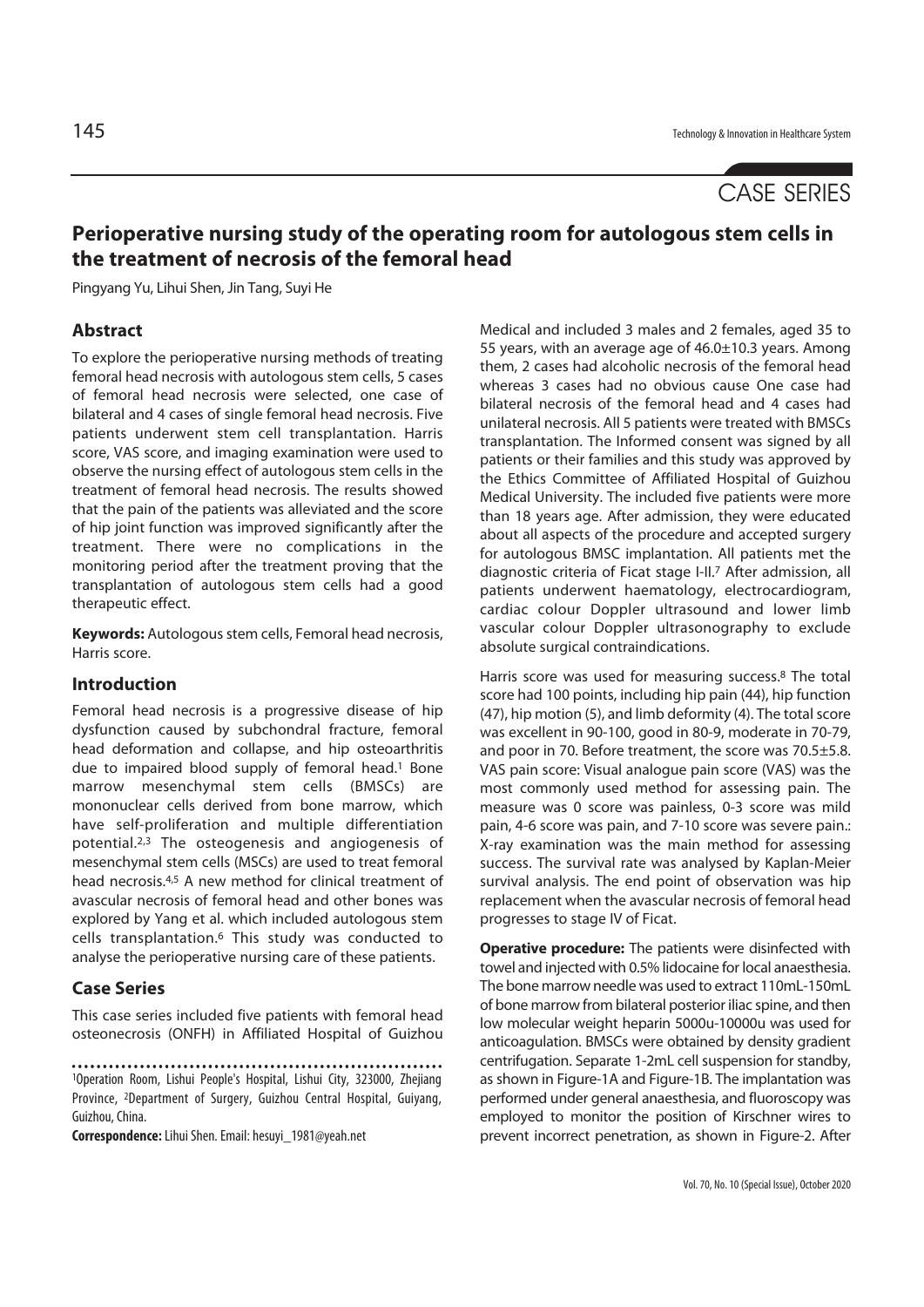CASE SERIES

# Perioperative nursing study of the operating room for autologous stem cells in the treatment of necrosis of the femoral head

Pingyang Yu, Lihui Shen, Jin Tang, Suyi He

## Abstract

To explore the perioperative nursing methods of treating femoral head necrosis with autologous stem cells, 5 cases of femoral head necrosis were selected, one case of bilateral and 4 cases of single femoral head necrosis. Five patients underwent stem cell transplantation. Harris score, VAS score, and imaging examination were used to observe the nursing effect of autologous stem cells in the treatment of femoral head necrosis. The results showed that the pain of the patients was alleviated and the score of hip joint function was improved significantly after the treatment. There were no complications in the monitoring period after the treatment proving that the transplantation of autologous stem cells had a good therapeutic effect.

**Keywords:** Autologous stem cells, Femoral head necrosis, Harris score.

## Introduction

Femoral head necrosis is a progressive disease of hip dysfunction caused by subchondral fracture, femoral head deformation and collapse, and hip osteoarthritis due to impaired blood supply of femoral head.[1] Bone marrow mesenchymal stem cells (BMSCs) are mononuclear cells derived from bone marrow, which have self-proliferation and multiple differentiation potential.[2,3] The osteogenesis and angiogenesis of mesenchymal stem cells (MSCs) are used to treat femoral head necrosis.[4,5] A new method for clinical treatment of avascular necrosis of femoral head and other bones was explored by Yang et al. which included autologous stem cells transplantation.[6] This study was conducted to analyse the perioperative nursing care of these patients.

## Case Series

This case series included five patients with femoral head osteonecrosis (ONFH) in Affiliated Hospital of Guizhou Medical and included 3 males and 2 females, aged 35 to 55 years, with an average age of 46.0±10.3 years. Among them, 2 cases had alcoholic necrosis of the femoral head whereas 3 cases had no obvious cause One case had bilateral necrosis of the femoral head and 4 cases had unilateral necrosis. All 5 patients were treated with BMSCs transplantation. The Informed consent was signed by all patients or their families and this study was approved by the Ethics Committee of Affiliated Hospital of Guizhou Medical University. The included five patients were more than 18 years age. After admission, they were educated about all aspects of the procedure and accepted surgery for autologous BMSC implantation. All patients met the diagnostic criteria of Ficat stage I-II.[7] After admission, all patients underwent haematology, electrocardiogram, cardiac colour Doppler ultrasound and lower limb vascular colour Doppler ultrasonography to exclude absolute surgical contraindications.

Harris score was used for measuring success.[8] The total score had 100 points, including hip pain (44), hip function (47), hip motion (5), and limb deformity (4). The total score was excellent in 90-100, good in 80-9, moderate in 70-79, and poor in 70. Before treatment, the score was 70.5±5.8. VAS pain score: Visual analogue pain score (VAS) was the most commonly used method for assessing pain. The measure was 0 score was painless, 0-3 score was mild pain, 4-6 score was pain, and 7-10 score was severe pain.: X-ray examination was the main method for assessing success. The survival rate was analysed by Kaplan-Meier survival analysis. The end point of observation was hip replacement when the avascular necrosis of femoral head progresses to stage IV of Ficat.

**Operative procedure:** The patients were disinfected with towel and injected with 0.5% lidocaine for local anaesthesia. The bone marrow needle was used to extract 110mL-150mL of bone marrow from bilateral posterior iliac spine, and then low molecular weight heparin 5000u-10000u was used for anticoagulation. BMSCs were obtained by density gradient centrifugation. Separate 1-2mL cell suspension for standby, as shown in Figure-1A and Figure-1B. The implantation was performed under general anaesthesia, and fluoroscopy was employed to monitor the position of Kirschner wires to prevent incorrect penetration, as shown in Figure-2. After

[1]Operation Room, Lishui People's Hospital, Lishui City, 323000, Zhejiang Province, [2]Department of Surgery, Guizhou Central Hospital, Guiyang, Guizhou, China.

**Correspondence:** Lihui Shen. Email: hesuyi_1981@yeah.net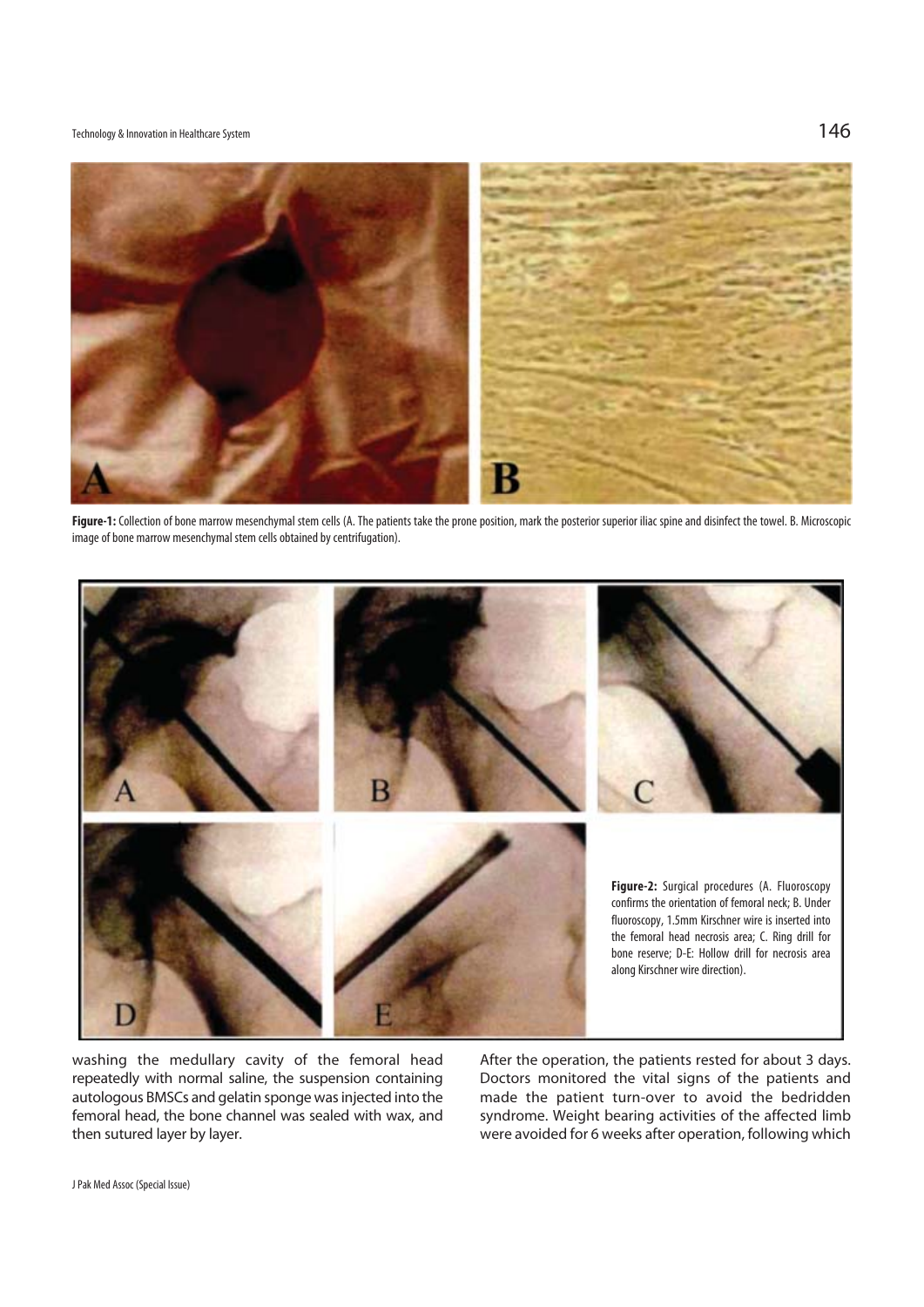**Figure-1:** Collection of bone marrow mesenchymal stem cells (A. The patients take the prone position, mark the posterior superior iliac spine and disinfect the towel. B. Microscopic image of bone marrow mesenchymal stem cells obtained by centrifugation).

**Figure-2:** Surgical procedures (A. Fluoroscopy confirms the orientation of femoral neck; B. Under fluoroscopy, 1.5mm Kirschner wire is inserted into the femoral head necrosis area; C. Ring drill for bone reserve; D-E: Hollow drill for necrosis area along Kirschner wire direction).

washing the medullary cavity of the femoral head repeatedly with normal saline, the suspension containing autologous BMSCs and gelatin sponge was injected into the femoral head, the bone channel was sealed with wax, and then sutured layer by layer.

After the operation, the patients rested for about 3 days. Doctors monitored the vital signs of the patients and made the patient turn-over to avoid the bedridden syndrome. Weight bearing activities of the affected limb were avoided for 6 weeks after operation, following which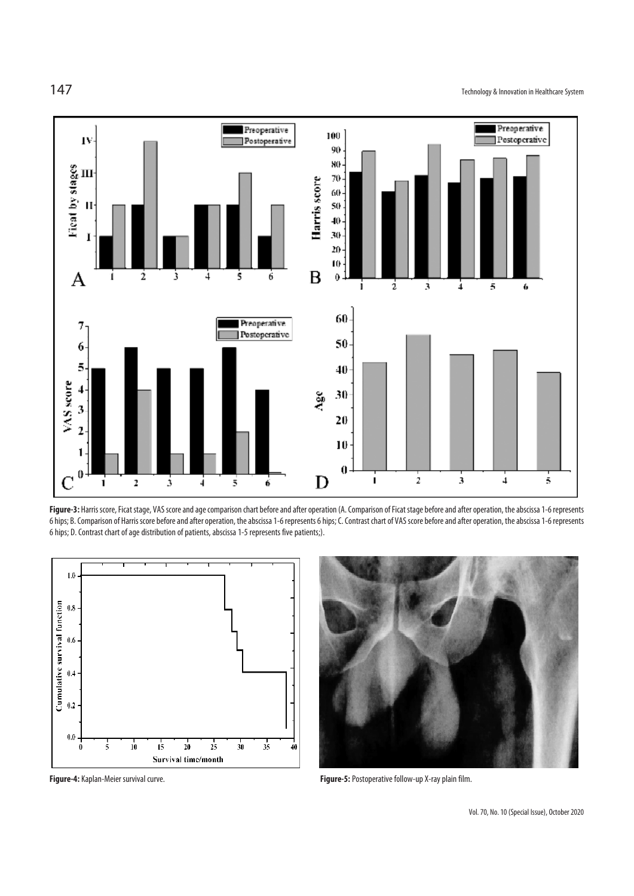Preoperative
Postoperative

IV
III
II
I

Ficat by stages

1 2 3 4 5 6

A

Preoperative
Postoperative

100
90
80
70
60
50
40
30
20
10
0

Harris score

1 2 3 4 5 6

B

Preoperative
Postoperative

7
6
5
4
3
2
1
0

VAS score

1 2 3 4 5 6

C

60
50
40
30
20
10
0

Age

1 2 3 4 5

D

**Figure-3:** Harris score, Ficat stage, VAS score and age comparison chart before and after operation (A. Comparison of Ficat stage before and after operation, the abscissa 1-6 represents 6 hips; B. Comparison of Harris score before and after operation, the abscissa 1-6 represents 6 hips; C. Contrast chart of VAS score before and after operation, the abscissa 1-6 represents 6 hips; D. Contrast chart of age distribution of patients, abscissa 1-5 represents five patients;).

1.0
0.8
0.6
0.4
0.2
0.0

Cumulative survival function

0 5 10 15 20 25 30 35 40

Survival time/month

**Figure-4:** Kaplan-Meier survival curve.

**Figure-5:** Postoperative follow-up X-ray plain film.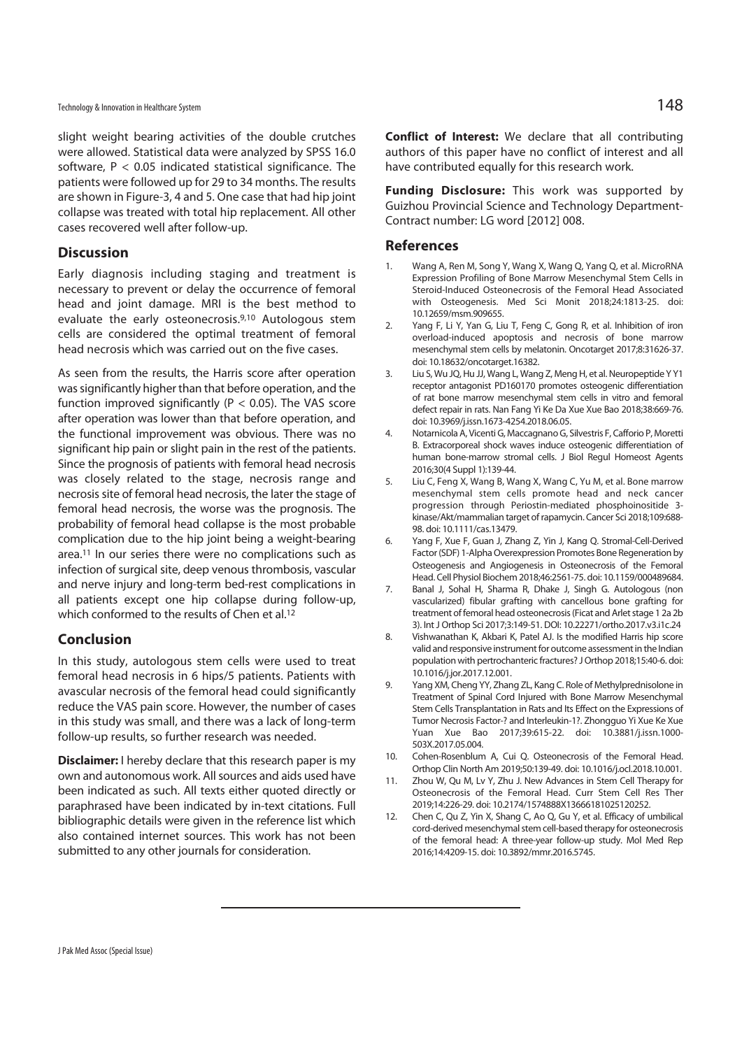slight weight bearing activities of the double crutches were allowed. Statistical data were analyzed by SPSS 16.0 software, $P < 0.05$ indicated statistical significance. The patients were followed up for 29 to 34 months. The results are shown in Figure-3, 4 and 5. One case that had hip joint collapse was treated with total hip replacement. All other cases recovered well after follow-up.

## Discussion

Early diagnosis including staging and treatment is necessary to prevent or delay the occurrence of femoral head and joint damage. MRI is the best method to evaluate the early osteonecrosis.[9,10] Autologous stem cells are considered the optimal treatment of femoral head necrosis which was carried out on the five cases.

As seen from the results, the Harris score after operation was significantly higher than that before operation, and the function improved significantly ($P < 0.05$). The VAS score after operation was lower than that before operation, and the functional improvement was obvious. There was no significant hip pain or slight pain in the rest of the patients. Since the prognosis of patients with femoral head necrosis was closely related to the stage, necrosis range and necrosis site of femoral head necrosis, the later the stage of femoral head necrosis, the worse was the prognosis. The probability of femoral head collapse is the most probable complication due to the hip joint being a weight-bearing area.[11] In our series there were no complications such as infection of surgical site, deep venous thrombosis, vascular and nerve injury and long-term bed-rest complications in all patients except one hip collapse during follow-up, which conformed to the results of Chen et al.[12]

## Conclusion

In this study, autologous stem cells were used to treat femoral head necrosis in 6 hips/5 patients. Patients with avascular necrosis of the femoral head could significantly reduce the VAS pain score. However, the number of cases in this study was small, and there was a lack of long-term follow-up results, so further research was needed.

**Disclaimer:** I hereby declare that this research paper is my own and autonomous work. All sources and aids used have been indicated as such. All texts either quoted directly or paraphrased have been indicated by in-text citations. Full bibliographic details were given in the reference list which also contained internet sources. This work has not been submitted to any other journals for consideration.

**Conflict of Interest:** We declare that all contributing authors of this paper have no conflict of interest and all have contributed equally for this research work.

**Funding Disclosure:** This work was supported by Guizhou Provincial Science and Technology Department-Contract number: LG word [2012] 008.

## References

1. Wang A, Ren M, Song Y, Wang X, Wang Q, Yang Q, et al. MicroRNA Expression Profiling of Bone Marrow Mesenchymal Stem Cells in Steroid-Induced Osteonecrosis of the Femoral Head Associated with Osteogenesis. Med Sci Monit 2018;24:1813-25. doi: 10.12659/msm.909655.
2. Yang F, Li Y, Yan G, Liu T, Feng C, Gong R, et al. Inhibition of iron overload-induced apoptosis and necrosis of bone marrow mesenchymal stem cells by melatonin. Oncotarget 2017;8:31626-37. doi: 10.18632/oncotarget.16382.
3. Liu S, Wu JQ, Hu JJ, Wang L, Wang Z, Meng H, et al. Neuropeptide Y Y1 receptor antagonist PD160170 promotes osteogenic differentiation of rat bone marrow mesenchymal stem cells in vitro and femoral defect repair in rats. Nan Fang Yi Ke Da Xue Xue Bao 2018;38:669-76. doi: 10.3969/j.issn.1673-4254.2018.06.05.
4. Notarnicola A, Vicenti G, Maccagnano G, Silvestris F, Cafforio P, Moretti B. Extracorporeal shock waves induce osteogenic differentiation of human bone-marrow stromal cells. J Biol Regul Homeost Agents 2016;30(4 Suppl 1):139-44.
5. Liu C, Feng X, Wang B, Wang X, Wang C, Yu M, et al. Bone marrow mesenchymal stem cells promote head and neck cancer progression through Periostin-mediated phosphoinositide 3-kinase/Akt/mammalian target of rapamycin. Cancer Sci 2018;109:688-98. doi: 10.1111/cas.13479.
6. Yang F, Xue F, Guan J, Zhang Z, Yin J, Kang Q. Stromal-Cell-Derived Factor (SDF) 1-Alpha Overexpression Promotes Bone Regeneration by Osteogenesis and Angiogenesis in Osteonecrosis of the Femoral Head. Cell Physiol Biochem 2018;46:2561-75. doi: 10.1159/000489684.
7. Banal J, Sohal H, Sharma R, Dhake J, Singh G. Autologous (non vascularized) fibular grafting with cancellous bone grafting for treatment of femoral head osteonecrosis (Ficat and Arlet stage 1 2a 2b 3). Int J Orthop Sci 2017;3:149-51. DOI: 10.22271/ortho.2017.v3.i1c.24
8. Vishwanathan K, Akbari K, Patel AJ. Is the modified Harris hip score valid and responsive instrument for outcome assessment in the Indian population with pertrochanteric fractures? J Orthop 2018;15:40-6. doi: 10.1016/j.jor.2017.12.001.
9. Yang XM, Cheng YY, Zhang ZL, Kang C. Role of Methylprednisolone in Treatment of Spinal Cord Injured with Bone Marrow Mesenchymal Stem Cells Transplantation in Rats and Its Effect on the Expressions of Tumor Necrosis Factor-? and Interleukin-1?. Zhongguo Yi Xue Ke Xue Yuan Xue Bao 2017;39:615-22. doi: 10.3881/j.issn.1000-503X.2017.05.004.
10. Cohen-Rosenblum A, Cui Q. Osteonecrosis of the Femoral Head. Orthop Clin North Am 2019;50:139-49. doi: 10.1016/j.ocl.2018.10.001.
11. Zhou W, Qu M, Lv Y, Zhu J. New Advances in Stem Cell Therapy for Osteonecrosis of the Femoral Head. Curr Stem Cell Res Ther 2019;14:226-29. doi: 10.2174/1574888X13666181025120252.
12. Chen C, Qu Z, Yin X, Shang C, Ao Q, Gu Y, et al. Efficacy of umbilical cord-derived mesenchymal stem cell-based therapy for osteonecrosis of the femoral head: A three-year follow-up study. Mol Med Rep 2016;14:4209-15. doi: 10.3892/mmr.2016.5745.